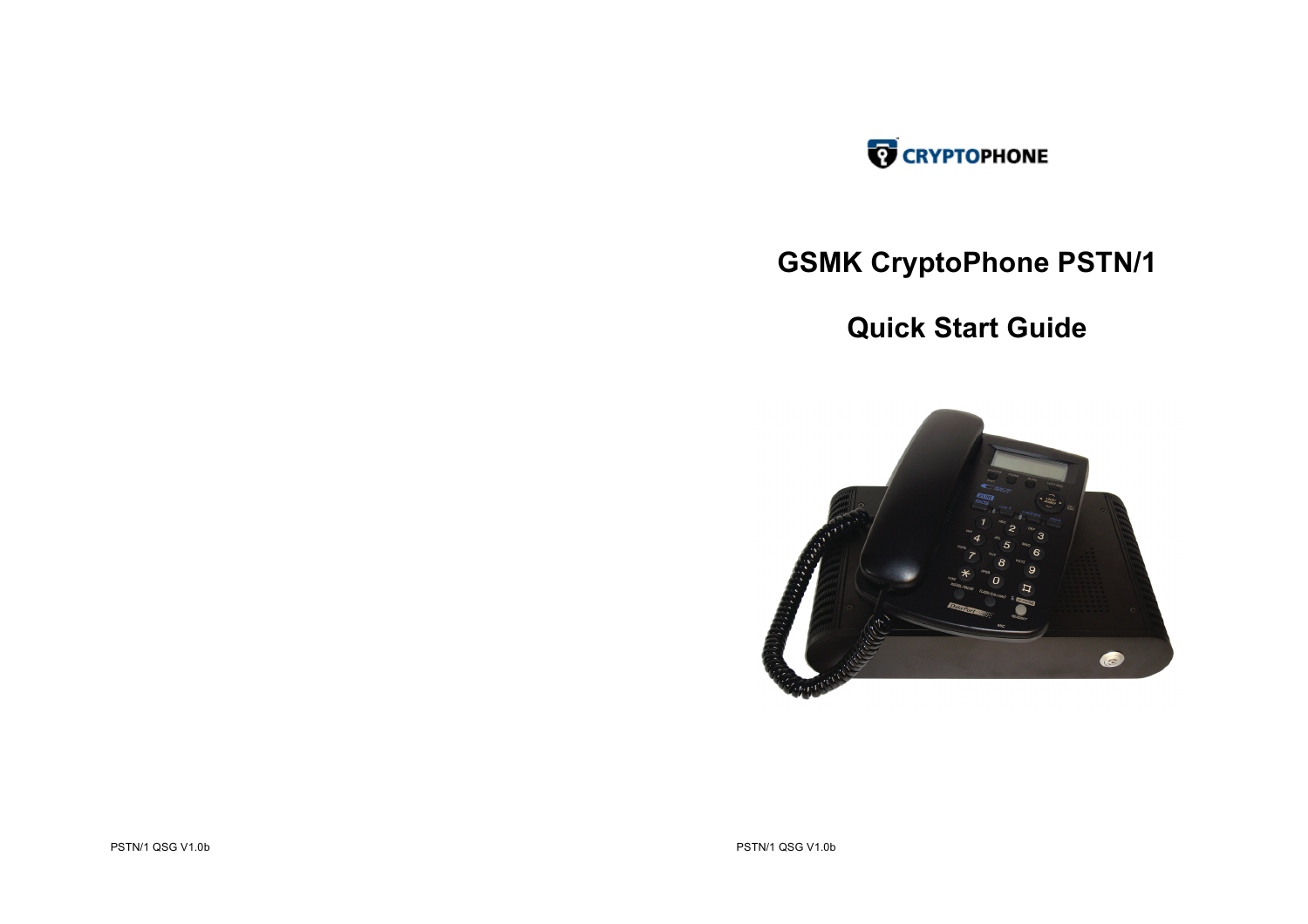CRYPTOPHONE

# GSMK CryptoPhone PSTN/1

# Quick Start Guide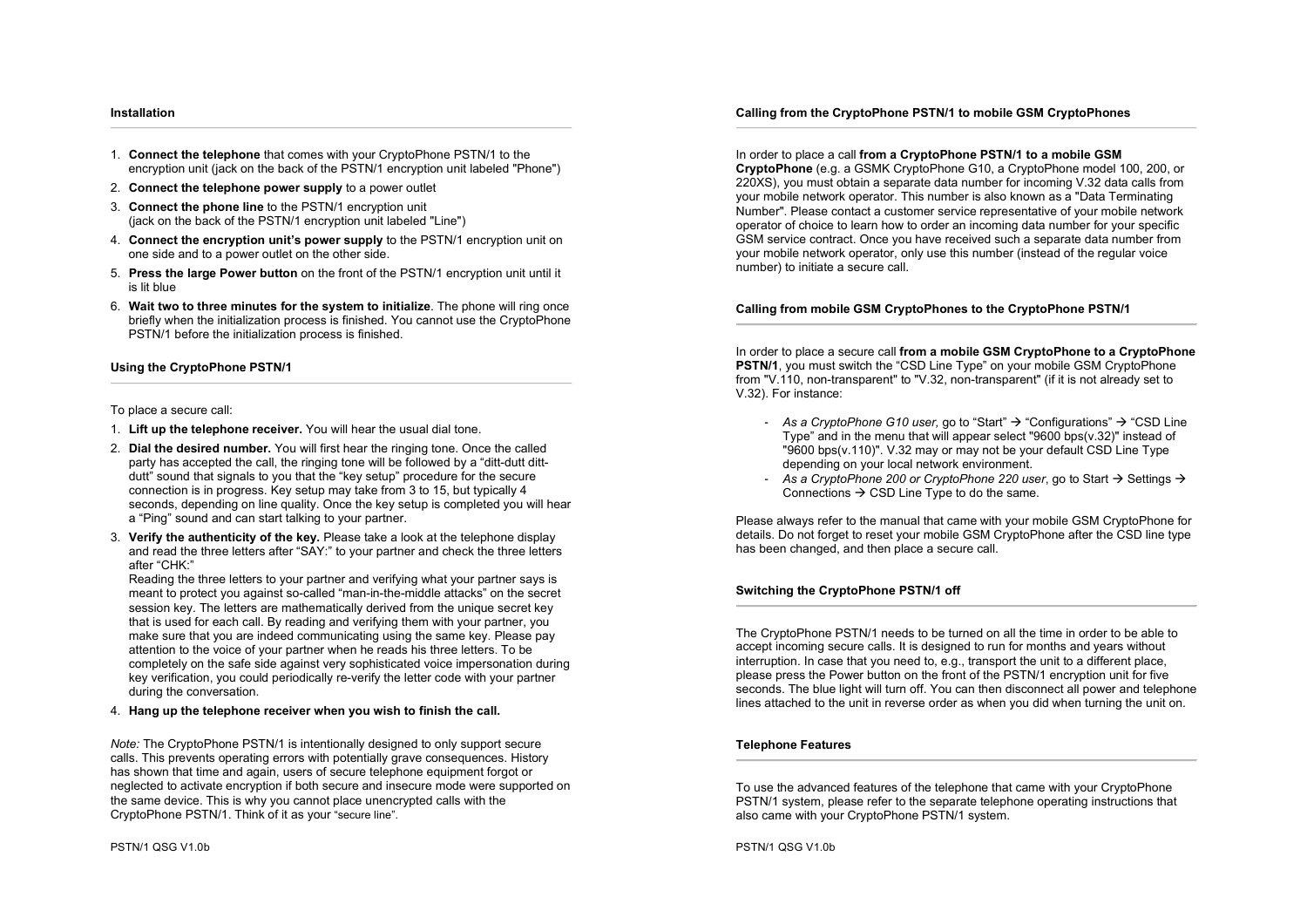## Installation

1. **Connect the telephone** that comes with your CryptoPhone PSTN/1 to the encryption unit (jack on the back of the PSTN/1 encryption unit labeled "Phone")
2. **Connect the telephone power supply** to a power outlet
3. **Connect the phone line** to the PSTN/1 encryption unit (jack on the back of the PSTN/1 encryption unit labeled "Line")
4. **Connect the encryption unit's power supply** to the PSTN/1 encryption unit on one side and to a power outlet on the other side.
5. **Press the large Power button** on the front of the PSTN/1 encryption unit until it is lit blue
6. **Wait two to three minutes for the system to initialize**. The phone will ring once briefly when the initialization process is finished. You cannot use the CryptoPhone PSTN/1 before the initialization process is finished.

## Using the CryptoPhone PSTN/1

To place a secure call:

1. **Lift up the telephone receiver.** You will hear the usual dial tone.
2. **Dial the desired number.** You will first hear the ringing tone. Once the called party has accepted the call, the ringing tone will be followed by a "ditt-dutt ditt-dutt" sound that signals to you that the "key setup" procedure for the secure connection is in progress. Key setup may take from 3 to 15, but typically 4 seconds, depending on line quality. Once the key setup is completed you will hear a "Ping" sound and can start talking to your partner.
3. **Verify the authenticity of the key.** Please take a look at the telephone display and read the three letters after "SAY:" to your partner and check the three letters after "CHK:"
   Reading the three letters to your partner and verifying what your partner says is meant to protect you against so-called "man-in-the-middle attacks" on the secret session key. The letters are mathematically derived from the unique secret key that is used for each call. By reading and verifying them with your partner, you make sure that you are indeed communicating using the same key. Please pay attention to the voice of your partner when he reads his three letters. To be completely on the safe side against very sophisticated voice impersonation during key verification, you could periodically re-verify the letter code with your partner during the conversation.
4. **Hang up the telephone receiver when you wish to finish the call.**

*Note:* The CryptoPhone PSTN/1 is intentionally designed to only support secure calls. This prevents operating errors with potentially grave consequences. History has shown that time and again, users of secure telephone equipment forgot or neglected to activate encryption if both secure and insecure mode were supported on the same device. This is why you cannot place unencrypted calls with the CryptoPhone PSTN/1. Think of it as your "secure line".

## Calling from the CryptoPhone PSTN/1 to mobile GSM CryptoPhones

In order to place a call **from a CryptoPhone PSTN/1 to a mobile GSM CryptoPhone** (e.g. a GSMK CryptoPhone G10, a CryptoPhone model 100, 200, or 220XS), you must obtain a separate data number for incoming V.32 data calls from your mobile network operator. This number is also known as a "Data Terminating Number". Please contact a customer service representative of your mobile network operator of choice to learn how to order an incoming data number for your specific GSM service contract. Once you have received such a separate data number from your mobile network operator, only use this number (instead of the regular voice number) to initiate a secure call.

## Calling from mobile GSM CryptoPhones to the CryptoPhone PSTN/1

In order to place a secure call **from a mobile GSM CryptoPhone to a CryptoPhone PSTN/1**, you must switch the "CSD Line Type" on your mobile GSM CryptoPhone from "V.110, non-transparent" to "V.32, non-transparent" (if it is not already set to V.32). For instance:

- *As a CryptoPhone G10 user*, go to "Start" → "Configurations" → "CSD Line Type" and in the menu that will appear select "9600 bps(v.32)" instead of "9600 bps(v.110)". V.32 may or may not be your default CSD Line Type depending on your local network environment.
- *As a CryptoPhone 200 or CryptoPhone 220 user*, go to Start → Settings → Connections → CSD Line Type to do the same.

Please always refer to the manual that came with your mobile GSM CryptoPhone for details. Do not forget to reset your mobile GSM CryptoPhone after the CSD line type has been changed, and then place a secure call.

## Switching the CryptoPhone PSTN/1 off

The CryptoPhone PSTN/1 needs to be turned on all the time in order to be able to accept incoming secure calls. It is designed to run for months and years without interruption. In case that you need to, e.g., transport the unit to a different place, please press the Power button on the front of the PSTN/1 encryption unit for five seconds. The blue light will turn off. You can then disconnect all power and telephone lines attached to the unit in reverse order as when you did when turning the unit on.

## Telephone Features

To use the advanced features of the telephone that came with your CryptoPhone PSTN/1 system, please refer to the separate telephone operating instructions that also came with your CryptoPhone PSTN/1 system.